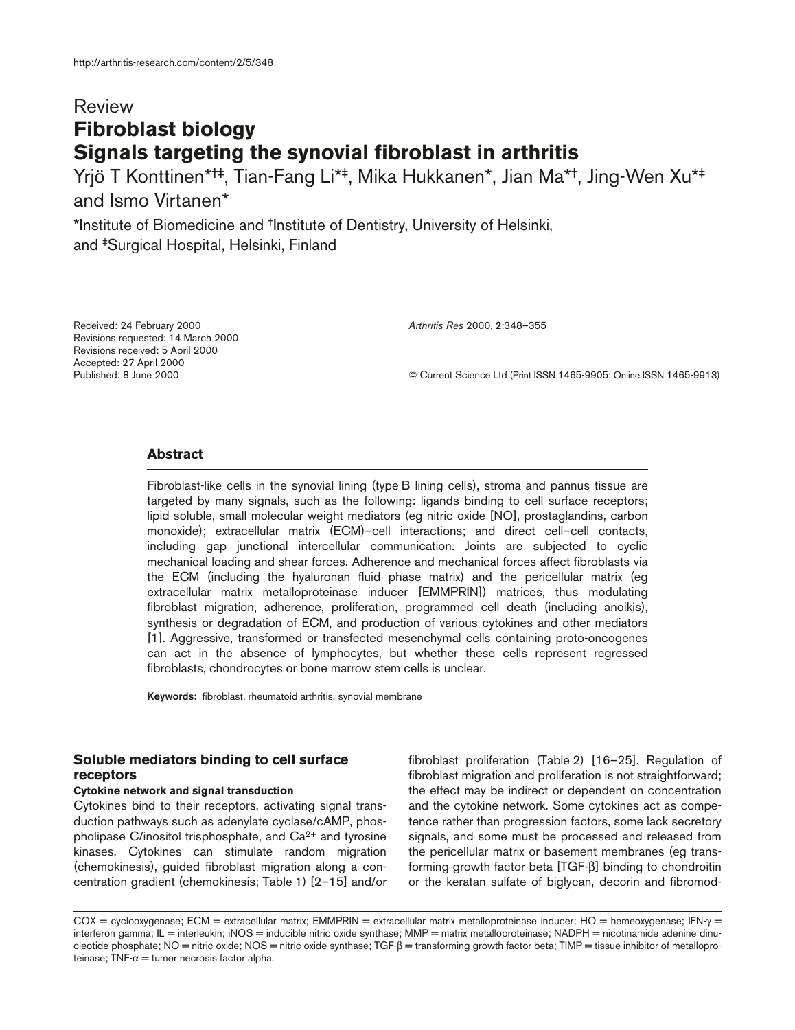http://arthritis-research.com/content/2/5/348

Review

# Fibroblast biology
# Signals targeting the synovial fibroblast in arthritis

Yrjö T Konttinen*†‡, Tian-Fang Li*‡, Mika Hukkanen*, Jian Ma*†, Jing-Wen Xu*‡ and Ismo Virtanen*

*Institute of Biomedicine and †Institute of Dentistry, University of Helsinki, and ‡Surgical Hospital, Helsinki, Finland

Received: 24 February 2000
Revisions requested: 14 March 2000
Revisions received: 5 April 2000
Accepted: 27 April 2000
Published: 8 June 2000

*Arthritis Res* 2000, **2**:348–355

© Current Science Ltd (Print ISSN 1465-9905; Online ISSN 1465-9913)

## Abstract

Fibroblast-like cells in the synovial lining (type B lining cells), stroma and pannus tissue are targeted by many signals, such as the following: ligands binding to cell surface receptors; lipid soluble, small molecular weight mediators (eg nitric oxide [NO], prostaglandins, carbon monoxide); extracellular matrix (ECM)–cell interactions; and direct cell–cell contacts, including gap junctional intercellular communication. Joints are subjected to cyclic mechanical loading and shear forces. Adherence and mechanical forces affect fibroblasts via the ECM (including the hyaluronan fluid phase matrix) and the pericellular matrix (eg extracellular matrix metalloproteinase inducer [EMMPRIN]) matrices, thus modulating fibroblast migration, adherence, proliferation, programmed cell death (including anoikis), synthesis or degradation of ECM, and production of various cytokines and other mediators [1]. Aggressive, transformed or transfected mesenchymal cells containing proto-oncogenes can act in the absence of lymphocytes, but whether these cells represent regressed fibroblasts, chondrocytes or bone marrow stem cells is unclear.

**Keywords:** fibroblast, rheumatoid arthritis, synovial membrane

## Soluble mediators binding to cell surface receptors

### Cytokine network and signal transduction

Cytokines bind to their receptors, activating signal transduction pathways such as adenylate cyclase/cAMP, phospholipase C/inositol trisphosphate, and $Ca^{2+}$ and tyrosine kinases. Cytokines can stimulate random migration (chemokinesis), guided fibroblast migration along a concentration gradient (chemokinesis; Table 1) [2–15] and/or fibroblast proliferation (Table 2) [16–25]. Regulation of fibroblast migration and proliferation is not straightforward; the effect may be indirect or dependent on concentration and the cytokine network. Some cytokines act as competence rather than progression factors, some lack secretory signals, and some must be processed and released from the pericellular matrix or basement membranes (eg transforming growth factor beta [TGF-β] binding to chondroitin or the keratan sulfate of biglycan, decorin and fibromod-

COX = cyclooxygenase; ECM = extracellular matrix; EMMPRIN = extracellular matrix metalloproteinase inducer; HO = hemeoxygenase; IFN-γ = interferon gamma; IL = interleukin; iNOS = inducible nitric oxide synthase; MMP = matrix metalloproteinase; NADPH = nicotinamide adenine dinucleotide phosphate; NO = nitric oxide; NOS = nitric oxide synthase; TGF-β = transforming growth factor beta; TIMP = tissue inhibitor of metalloproteinase; TNF-α = tumor necrosis factor alpha.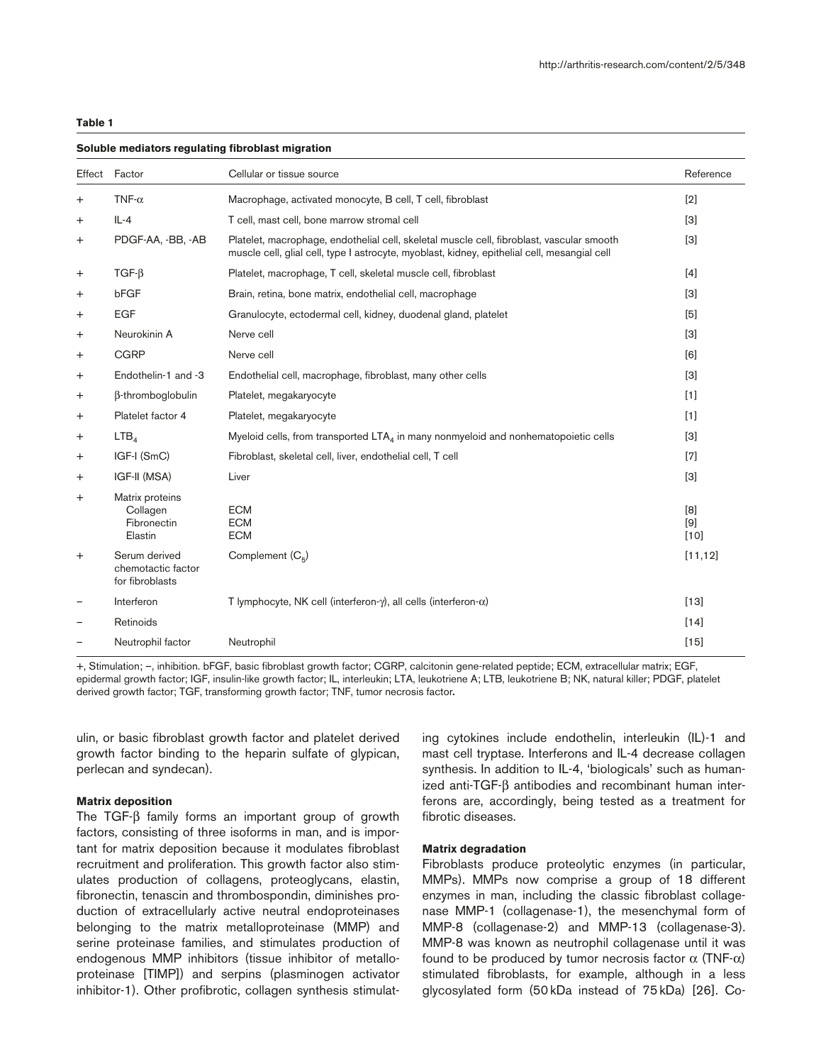**Table 1**

**Soluble mediators regulating fibroblast migration**

| Effect | Factor | Cellular or tissue source | Reference |
|---|---|---|---|
| + | TNF-α | Macrophage, activated monocyte, B cell, T cell, fibroblast | [2] |
| + | IL-4 | T cell, mast cell, bone marrow stromal cell | [3] |
| + | PDGF-AA, -BB, -AB | Platelet, macrophage, endothelial cell, skeletal muscle cell, fibroblast, vascular smooth muscle cell, glial cell, type I astrocyte, myoblast, kidney, epithelial cell, mesangial cell | [3] |
| + | TGF-β | Platelet, macrophage, T cell, skeletal muscle cell, fibroblast | [4] |
| + | bFGF | Brain, retina, bone matrix, endothelial cell, macrophage | [3] |
| + | EGF | Granulocyte, ectodermal cell, kidney, duodenal gland, platelet | [5] |
| + | Neurokinin A | Nerve cell | [3] |
| + | CGRP | Nerve cell | [6] |
| + | Endothelin-1 and -3 | Endothelial cell, macrophage, fibroblast, many other cells | [3] |
| + | β-thromboglobulin | Platelet, megakaryocyte | [1] |
| + | Platelet factor 4 | Platelet, megakaryocyte | [1] |
| + | $LTB_4$ | Myeloid cells, from transported $LTA_4$ in many nonmyeloid and nonhematopoietic cells | [3] |
| + | IGF-I (SmC) | Fibroblast, skeletal cell, liver, endothelial cell, T cell | [7] |
| + | IGF-II (MSA) | Liver | [3] |
| + | Matrix proteins | | |
| | Collagen | ECM | [8] |
| | Fibronectin | ECM | [9] |
| | Elastin | ECM | [10] |
| + | Serum derived chemotactic factor for fibroblasts | Complement ($C_5$) | [11,12] |
| – | Interferon | T lymphocyte, NK cell (interferon-γ), all cells (interferon-α) | [13] |
| – | Retinoids | | [14] |
| – | Neutrophil factor | Neutrophil | [15] |

+, Stimulation; –, inhibition. bFGF, basic fibroblast growth factor; CGRP, calcitonin gene-related peptide; ECM, extracellular matrix; EGF, epidermal growth factor; IGF, insulin-like growth factor; IL, interleukin; LTA, leukotriene A; LTB, leukotriene B; NK, natural killer; PDGF, platelet derived growth factor; TGF, transforming growth factor; TNF, tumor necrosis factor.

ulin, or basic fibroblast growth factor and platelet derived growth factor binding to the heparin sulfate of glypican, perlecan and syndecan).

**Matrix deposition**

The TGF-β family forms an important group of growth factors, consisting of three isoforms in man, and is important for matrix deposition because it modulates fibroblast recruitment and proliferation. This growth factor also stimulates production of collagens, proteoglycans, elastin, fibronectin, tenascin and thrombospondin, diminishes production of extracellularly active neutral endoproteinases belonging to the matrix metalloproteinase (MMP) and serine proteinase families, and stimulates production of endogenous MMP inhibitors (tissue inhibitor of metalloproteinase [TIMP]) and serpins (plasminogen activator inhibitor-1). Other profibrotic, collagen synthesis stimulating cytokines include endothelin, interleukin (IL)-1 and mast cell tryptase. Interferons and IL-4 decrease collagen synthesis. In addition to IL-4, 'biologicals' such as humanized anti-TGF-β antibodies and recombinant human interferons are, accordingly, being tested as a treatment for fibrotic diseases.

**Matrix degradation**

Fibroblasts produce proteolytic enzymes (in particular, MMPs). MMPs now comprise a group of 18 different enzymes in man, including the classic fibroblast collagenase MMP-1 (collagenase-1), the mesenchymal form of MMP-8 (collagenase-2) and MMP-13 (collagenase-3). MMP-8 was known as neutrophil collagenase until it was found to be produced by tumor necrosis factor α (TNF-α) stimulated fibroblasts, for example, although in a less glycosylated form (50 kDa instead of 75 kDa) [26]. Co-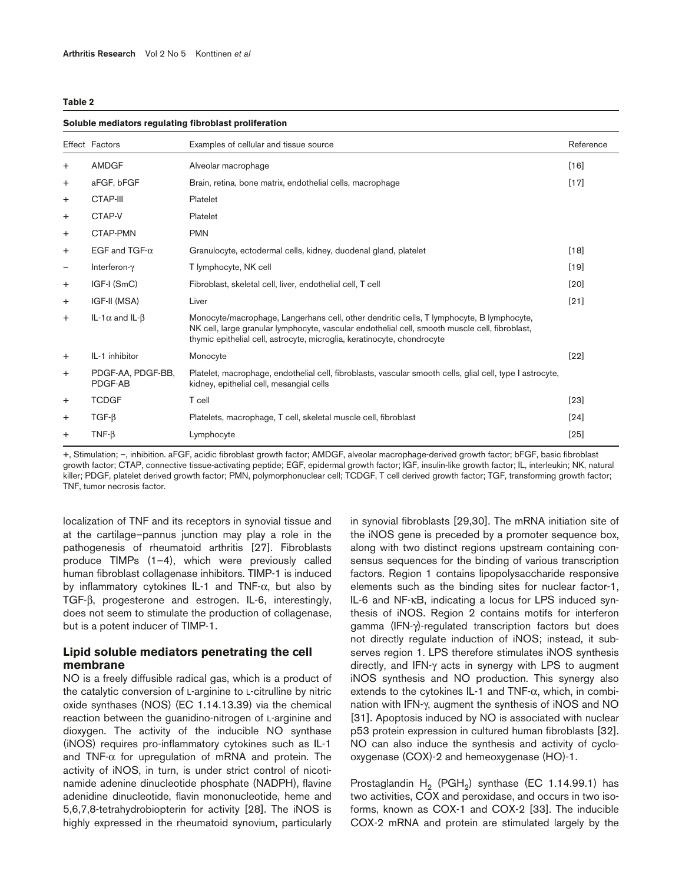**Table 2**

**Soluble mediators regulating fibroblast proliferation**

| Effect | Factors | Examples of cellular and tissue source | Reference |
|---|---|---|---|
| + | AMDGF | Alveolar macrophage | [16] |
| + | aFGF, bFGF | Brain, retina, bone matrix, endothelial cells, macrophage | [17] |
| + | CTAP-III | Platelet | |
| + | CTAP-V | Platelet | |
| + | CTAP-PMN | PMN | |
| + | EGF and TGF-α | Granulocyte, ectodermal cells, kidney, duodenal gland, platelet | [18] |
| – | Interferon-γ | T lymphocyte, NK cell | [19] |
| + | IGF-I (SmC) | Fibroblast, skeletal cell, liver, endothelial cell, T cell | [20] |
| + | IGF-II (MSA) | Liver | [21] |
| + | IL-1α and IL-β | Monocyte/macrophage, Langerhans cell, other dendritic cells, T lymphocyte, B lymphocyte, NK cell, large granular lymphocyte, vascular endothelial cell, smooth muscle cell, fibroblast, thymic epithelial cell, astrocyte, microglia, keratinocyte, chondrocyte | |
| + | IL-1 inhibitor | Monocyte | [22] |
| + | PDGF-AA, PDGF-BB, PDGF-AB | Platelet, macrophage, endothelial cell, fibroblasts, vascular smooth cells, glial cell, type I astrocyte, kidney, epithelial cell, mesangial cells | |
| + | TCDGF | T cell | [23] |
| + | TGF-β | Platelets, macrophage, T cell, skeletal muscle cell, fibroblast | [24] |
| + | TNF-β | Lymphocyte | [25] |

+, Stimulation; –, inhibition. aFGF, acidic fibroblast growth factor; AMDGF, alveolar macrophage-derived growth factor; bFGF, basic fibroblast growth factor; CTAP, connective tissue-activating peptide; EGF, epidermal growth factor; IGF, insulin-like growth factor; IL, interleukin; NK, natural killer; PDGF, platelet derived growth factor; PMN, polymorphonuclear cell; TCDGF, T cell derived growth factor; TGF, transforming growth factor; TNF, tumor necrosis factor.

localization of TNF and its receptors in synovial tissue and at the cartilage–pannus junction may play a role in the pathogenesis of rheumatoid arthritis [27]. Fibroblasts produce TIMPs (1–4), which were previously called human fibroblast collagenase inhibitors. TIMP-1 is induced by inflammatory cytokines IL-1 and TNF-α, but also by TGF-β, progesterone and estrogen. IL-6, interestingly, does not seem to stimulate the production of collagenase, but is a potent inducer of TIMP-1.

## Lipid soluble mediators penetrating the cell membrane

NO is a freely diffusible radical gas, which is a product of the catalytic conversion of L-arginine to L-citrulline by nitric oxide synthases (NOS) (EC 1.14.13.39) via the chemical reaction between the guanidino-nitrogen of L-arginine and dioxygen. The activity of the inducible NO synthase (iNOS) requires pro-inflammatory cytokines such as IL-1 and TNF-α for upregulation of mRNA and protein. The activity of iNOS, in turn, is under strict control of nicotinamide adenine dinucleotide phosphate (NADPH), flavine adenidine dinucleotide, flavin mononucleotide, heme and 5,6,7,8-tetrahydrobiopterin for activity [28]. The iNOS is highly expressed in the rheumatoid synovium, particularly in synovial fibroblasts [29,30]. The mRNA initiation site of the iNOS gene is preceded by a promoter sequence box, along with two distinct regions upstream containing consensus sequences for the binding of various transcription factors. Region 1 contains lipopolysaccharide responsive elements such as the binding sites for nuclear factor-1, IL-6 and NF-κB, indicating a locus for LPS induced synthesis of iNOS. Region 2 contains motifs for interferon gamma (IFN-γ)-regulated transcription factors but does not directly regulate induction of iNOS; instead, it subserves region 1. LPS therefore stimulates iNOS synthesis directly, and IFN-γ acts in synergy with LPS to augment iNOS synthesis and NO production. This synergy also extends to the cytokines IL-1 and TNF-α, which, in combination with IFN-γ, augment the synthesis of iNOS and NO [31]. Apoptosis induced by NO is associated with nuclear p53 protein expression in cultured human fibroblasts [32]. NO can also induce the synthesis and activity of cyclooxygenase (COX)-2 and hemeoxygenase (HO)-1.

Prostaglandin $H_2$ ($PGH_2$) synthase (EC 1.14.99.1) has two activities, COX and peroxidase, and occurs in two isoforms, known as COX-1 and COX-2 [33]. The inducible COX-2 mRNA and protein are stimulated largely by the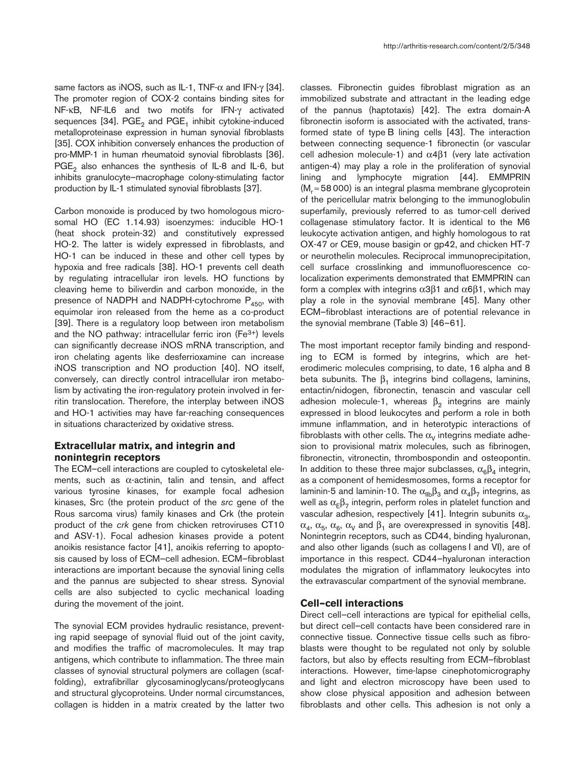same factors as iNOS, such as IL-1, TNF-$\alpha$ and IFN-$\gamma$ [34]. The promoter region of COX-2 contains binding sites for NF-$\kappa$B, NF-IL6 and two motifs for IFN-$\gamma$ activated sequences [34]. $PGE_2$ and $PGE_1$ inhibit cytokine-induced metalloproteinase expression in human synovial fibroblasts [35]. COX inhibition conversely enhances the production of pro-MMP-1 in human rheumatoid synovial fibroblasts [36]. $PGE_2$ also enhances the synthesis of IL-8 and IL-6, but inhibits granulocyte–macrophage colony-stimulating factor production by IL-1 stimulated synovial fibroblasts [37].

Carbon monoxide is produced by two homologous microsomal HO (EC 1.14.93) isoenzymes: inducible HO-1 (heat shock protein-32) and constitutively expressed HO-2. The latter is widely expressed in fibroblasts, and HO-1 can be induced in these and other cell types by hypoxia and free radicals [38]. HO-1 prevents cell death by regulating intracellular iron levels. HO functions by cleaving heme to biliverdin and carbon monoxide, in the presence of NADPH and NADPH-cytochrome $P_{450}$, with equimolar iron released from the heme as a co-product [39]. There is a regulatory loop between iron metabolism and the NO pathway: intracellular ferric iron ($Fe^{3+}$) levels can significantly decrease iNOS mRNA transcription, and iron chelating agents like desferrioxamine can increase iNOS transcription and NO production [40]. NO itself, conversely, can directly control intracellular iron metabolism by activating the iron-regulatory protein involved in ferritin translocation. Therefore, the interplay between iNOS and HO-1 activities may have far-reaching consequences in situations characterized by oxidative stress.

## Extracellular matrix, and integrin and nonintegrin receptors

The ECM–cell interactions are coupled to cytoskeletal elements, such as $\alpha$-actinin, talin and tensin, and affect various tyrosine kinases, for example focal adhesion kinases, Src (the protein product of the *src* gene of the Rous sarcoma virus) family kinases and Crk (the protein product of the *crk* gene from chicken retroviruses CT10 and ASV-1). Focal adhesion kinases provide a potent anoikis resistance factor [41], anoikis referring to apoptosis caused by loss of ECM–cell adhesion. ECM–fibroblast interactions are important because the synovial lining cells and the pannus are subjected to shear stress. Synovial cells are also subjected to cyclic mechanical loading during the movement of the joint.

The synovial ECM provides hydraulic resistance, preventing rapid seepage of synovial fluid out of the joint cavity, and modifies the traffic of macromolecules. It may trap antigens, which contribute to inflammation. The three main classes of synovial structural polymers are collagen (scaffolding), extrafibrillar glycosaminoglycans/proteoglycans and structural glycoproteins. Under normal circumstances, collagen is hidden in a matrix created by the latter two classes. Fibronectin guides fibroblast migration as an immobilized substrate and attractant in the leading edge of the pannus (haptotaxis) [42]. The extra domain-A fibronectin isoform is associated with the activated, transformed state of type B lining cells [43]. The interaction between connecting sequence-1 fibronectin (or vascular cell adhesion molecule-1) and $\alpha 4\beta 1$ (very late activation antigen-4) may play a role in the proliferation of synovial lining and lymphocyte migration [44]. EMMPRIN ($M_r \approx 58\,000$) is an integral plasma membrane glycoprotein of the pericellular matrix belonging to the immunoglobulin superfamily, previously referred to as tumor-cell derived collagenase stimulatory factor. It is identical to the M6 leukocyte activation antigen, and highly homologous to rat OX-47 or CE9, mouse basigin or gp42, and chicken HT-7 or neurothelin molecules. Reciprocal immunoprecipitation, cell surface crosslinking and immunofluorescence co-localization experiments demonstrated that EMMPRIN can form a complex with integrins $\alpha 3\beta 1$ and $\alpha 6\beta 1$, which may play a role in the synovial membrane [45]. Many other ECM–fibroblast interactions are of potential relevance in the synovial membrane (Table 3) [46–61].

The most important receptor family binding and responding to ECM is formed by integrins, which are heterodimeric molecules comprising, to date, 16 alpha and 8 beta subunits. The $\beta_1$ integrins bind collagens, laminins, entactin/nidogen, fibronectin, tenascin and vascular cell adhesion molecule-1, whereas $\beta_2$ integrins are mainly expressed in blood leukocytes and perform a role in both immune inflammation, and in heterotypic interactions of fibroblasts with other cells. The $\alpha_V$ integrins mediate adhesion to provisional matrix molecules, such as fibrinogen, fibronectin, vitronectin, thrombospondin and osteopontin. In addition to these three major subclasses, $\alpha_6\beta_4$ integrin, as a component of hemidesmosomes, forms a receptor for laminin-5 and laminin-10. The $\alpha_{IIb}\beta_3$ and $\alpha_4\beta_7$ integrins, as well as $\alpha_E\beta_7$ integrin, perform roles in platelet function and vascular adhesion, respectively [41]. Integrin subunits $\alpha_3$, $\alpha_4$, $\alpha_5$, $\alpha_6$, $\alpha_V$ and $\beta_1$ are overexpressed in synovitis [48]. Nonintegrin receptors, such as CD44, binding hyaluronan, and also other ligands (such as collagens I and VI), are of importance in this respect. CD44–hyaluronan interaction modulates the migration of inflammatory leukocytes into the extravascular compartment of the synovial membrane.

## Cell–cell interactions

Direct cell–cell interactions are typical for epithelial cells, but direct cell–cell contacts have been considered rare in connective tissue. Connective tissue cells such as fibroblasts were thought to be regulated not only by soluble factors, but also by effects resulting from ECM–fibroblast interactions. However, time-lapse cinephotomicrography and light and electron microscopy have been used to show close physical apposition and adhesion between fibroblasts and other cells. This adhesion is not only a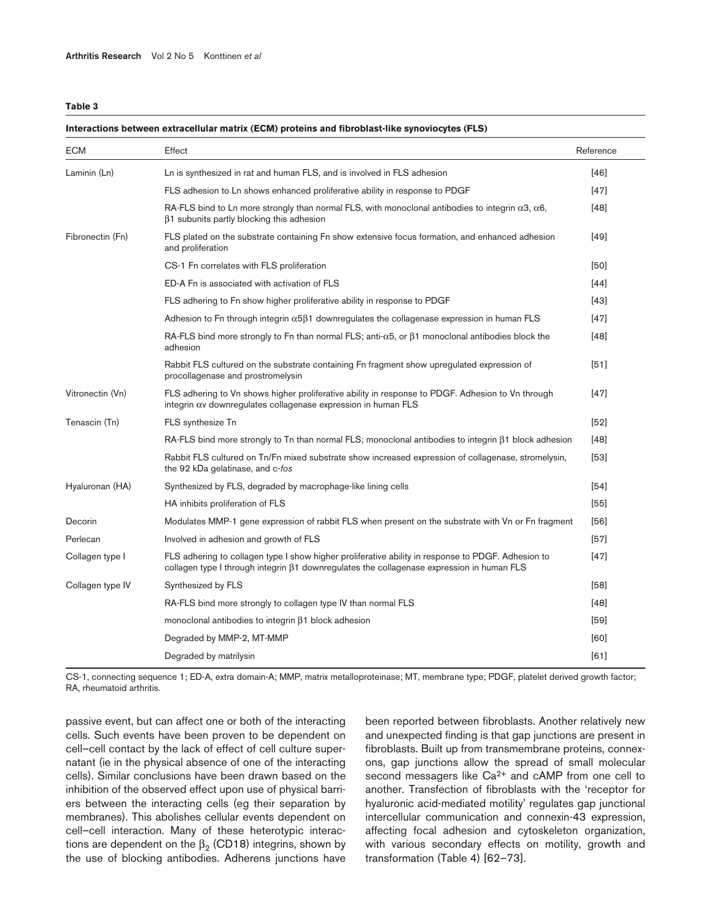**Table 3**

**Interactions between extracellular matrix (ECM) proteins and fibroblast-like synoviocytes (FLS)**

| ECM | Effect | Reference |
|---|---|---|
| Laminin (Ln) | Ln is synthesized in rat and human FLS, and is involved in FLS adhesion | [46] |
| | FLS adhesion to Ln shows enhanced proliferative ability in response to PDGF | [47] |
| | RA-FLS bind to Ln more strongly than normal FLS, with monoclonal antibodies to integrin $\alpha3$, $\alpha6$, $\beta1$ subunits partly blocking this adhesion | [48] |
| Fibronectin (Fn) | FLS plated on the substrate containing Fn show extensive focus formation, and enhanced adhesion and proliferation | [49] |
| | CS-1 Fn correlates with FLS proliferation | [50] |
| | ED-A Fn is associated with activation of FLS | [44] |
| | FLS adhering to Fn show higher proliferative ability in response to PDGF | [43] |
| | Adhesion to Fn through integrin $\alpha5\beta1$ downregulates the collagenase expression in human FLS | [47] |
| | RA-FLS bind more strongly to Fn than normal FLS; anti-$\alpha5$, or $\beta1$ monoclonal antibodies block the adhesion | [48] |
| | Rabbit FLS cultured on the substrate containing Fn fragment show upregulated expression of procollagenase and prostromelysin | [51] |
| Vitronectin (Vn) | FLS adhering to Vn shows higher proliferative ability in response to PDGF. Adhesion to Vn through integrin $\alpha$v downregulates collagenase expression in human FLS | [47] |
| Tenascin (Tn) | FLS synthesize Tn | [52] |
| | RA-FLS bind more strongly to Tn than normal FLS; monoclonal antibodies to integrin $\beta1$ block adhesion | [48] |
| | Rabbit FLS cultured on Tn/Fn mixed substrate show increased expression of collagenase, stromelysin, the 92 kDa gelatinase, and *c-fos* | [53] |
| Hyaluronan (HA) | Synthesized by FLS, degraded by macrophage-like lining cells | [54] |
| | HA inhibits proliferation of FLS | [55] |
| Decorin | Modulates MMP-1 gene expression of rabbit FLS when present on the substrate with Vn or Fn fragment | [56] |
| Perlecan | Involved in adhesion and growth of FLS | [57] |
| Collagen type I | FLS adhering to collagen type I show higher proliferative ability in response to PDGF. Adhesion to collagen type I through integrin $\beta1$ downregulates the collagenase expression in human FLS | [47] |
| Collagen type IV | Synthesized by FLS | [58] |
| | RA-FLS bind more strongly to collagen type IV than normal FLS | [48] |
| | monoclonal antibodies to integrin $\beta1$ block adhesion | [59] |
| | Degraded by MMP-2, MT-MMP | [60] |
| | Degraded by matrilysin | [61] |

CS-1, connecting sequence 1; ED-A, extra domain-A; MMP, matrix metalloproteinase; MT, membrane type; PDGF, platelet derived growth factor; RA, rheumatoid arthritis.

passive event, but can affect one or both of the interacting cells. Such events have been proven to be dependent on cell–cell contact by the lack of effect of cell culture supernatant (ie in the physical absence of one of the interacting cells). Similar conclusions have been drawn based on the inhibition of the observed effect upon use of physical barriers between the interacting cells (eg their separation by membranes). This abolishes cellular events dependent on cell–cell interaction. Many of these heterotypic interactions are dependent on the $\beta_2$ (CD18) integrins, shown by the use of blocking antibodies. Adherens junctions have been reported between fibroblasts. Another relatively new and unexpected finding is that gap junctions are present in fibroblasts. Built up from transmembrane proteins, connexons, gap junctions allow the spread of small molecular second messengers like $Ca^{2+}$ and cAMP from one cell to another. Transfection of fibroblasts with the 'receptor for hyaluronic acid-mediated motility' regulates gap junctional intercellular communication and connexin-43 expression, affecting focal adhesion and cytoskeleton organization, with various secondary effects on motility, growth and transformation (Table 4) [62–73].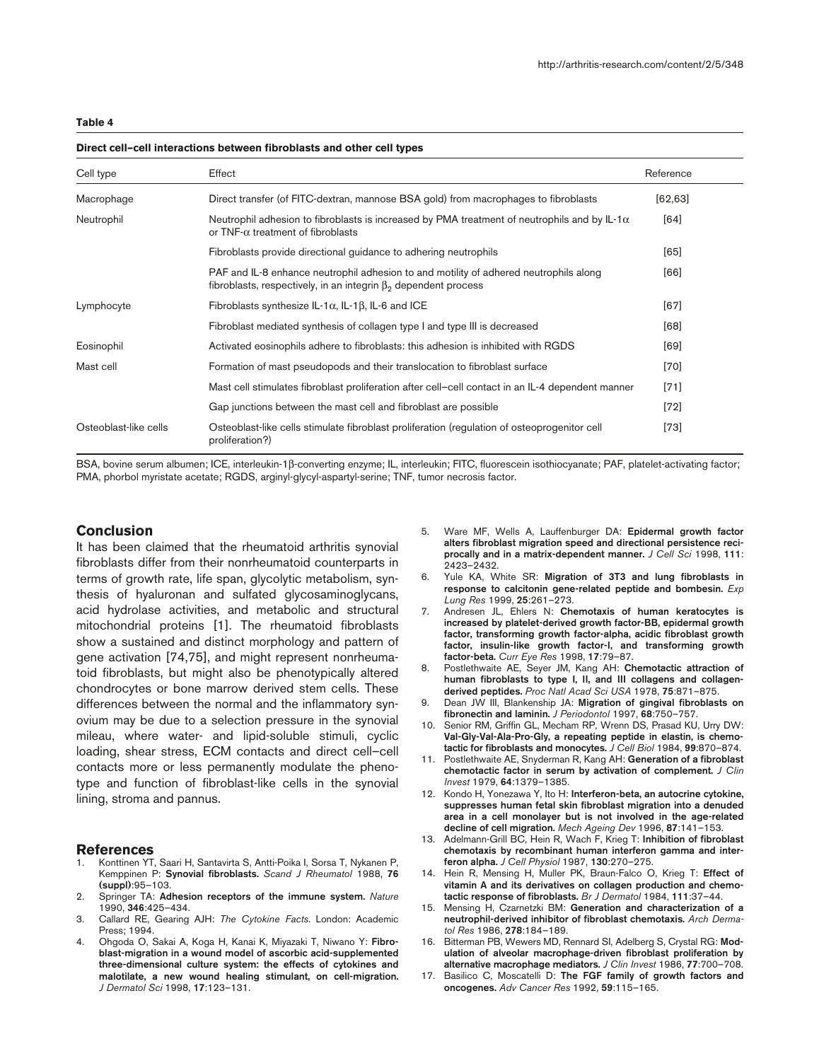**Table 4**

**Direct cell–cell interactions between fibroblasts and other cell types**

| Cell type | Effect | Reference |
|---|---|---|
| Macrophage | Direct transfer (of FITC-dextran, mannose BSA gold) from macrophages to fibroblasts | [62,63] |
| Neutrophil | Neutrophil adhesion to fibroblasts is increased by PMA treatment of neutrophils and by IL-1$\alpha$ or TNF-$\alpha$ treatment of fibroblasts | [64] |
| | Fibroblasts provide directional guidance to adhering neutrophils | [65] |
| | PAF and IL-8 enhance neutrophil adhesion to and motility of adhered neutrophils along fibroblasts, respectively, in an integrin $\beta_2$ dependent process | [66] |
| Lymphocyte | Fibroblasts synthesize IL-1$\alpha$, IL-1$\beta$, IL-6 and ICE | [67] |
| | Fibroblast mediated synthesis of collagen type I and type III is decreased | [68] |
| Eosinophil | Activated eosinophils adhere to fibroblasts: this adhesion is inhibited with RGDS | [69] |
| Mast cell | Formation of mast pseudopods and their translocation to fibroblast surface | [70] |
| | Mast cell stimulates fibroblast proliferation after cell–cell contact in an IL-4 dependent manner | [71] |
| | Gap junctions between the mast cell and fibroblast are possible | [72] |
| Osteoblast-like cells | Osteoblast-like cells stimulate fibroblast proliferation (regulation of osteoprogenitor cell proliferation?) | [73] |

BSA, bovine serum albumen; ICE, interleukin-1β-converting enzyme; IL, interleukin; FITC, fluorescein isothiocyanate; PAF, platelet-activating factor; PMA, phorbol myristate acetate; RGDS, arginyl-glycyl-aspartyl-serine; TNF, tumor necrosis factor.

## Conclusion

It has been claimed that the rheumatoid arthritis synovial fibroblasts differ from their nonrheumatoid counterparts in terms of growth rate, life span, glycolytic metabolism, synthesis of hyaluronan and sulfated glycosaminoglycans, acid hydrolase activities, and metabolic and structural mitochondrial proteins [1]. The rheumatoid fibroblasts show a sustained and distinct morphology and pattern of gene activation [74,75], and might represent nonrheumatoid fibroblasts, but might also be phenotypically altered chondrocytes or bone marrow derived stem cells. These differences between the normal and the inflammatory synovium may be due to a selection pressure in the synovial mileau, where water- and lipid-soluble stimuli, cyclic loading, shear stress, ECM contacts and direct cell–cell contacts more or less permanently modulate the phenotype and function of fibroblast-like cells in the synovial lining, stroma and pannus.

## References

1. Konttinen YT, Saari H, Santavirta S, Antti-Poika I, Sorsa T, Nykanen P, Kemppinen P: **Synovial fibroblasts.** *Scand J Rheumatol* 1988, **76 (suppl)**:95–103.
2. Springer TA: **Adhesion receptors of the immune system.** *Nature* 1990, **346**:425–434.
3. Callard RE, Gearing AJH: *The Cytokine Facts*. London: Academic Press; 1994.
4. Ohgoda O, Sakai A, Koga H, Kanai K, Miyazaki T, Niwano Y: **Fibroblast-migration in a wound model of ascorbic acid-supplemented three-dimensional culture system: the effects of cytokines and malotilate, a new wound healing stimulant, on cell-migration.** *J Dermatol Sci* 1998, **17**:123–131.
5. Ware MF, Wells A, Lauffenburger DA: **Epidermal growth factor alters fibroblast migration speed and directional persistence reciprocally and in a matrix-dependent manner.** *J Cell Sci* 1998, **111**: 2423–2432.
6. Yule KA, White SR: **Migration of 3T3 and lung fibroblasts in response to calcitonin gene-related peptide and bombesin.** *Exp Lung Res* 1999, **25**:261–273.
7. Andresen JL, Ehlers N: **Chemotaxis of human keratocytes is increased by platelet-derived growth factor-BB, epidermal growth factor, transforming growth factor-alpha, acidic fibroblast growth factor, insulin-like growth factor-I, and transforming growth factor-beta.** *Curr Eye Res* 1998, **17**:79–87.
8. Postlethwaite AE, Seyer JM, Kang AH: **Chemotactic attraction of human fibroblasts to type I, II, and III collagens and collagen-derived peptides.** *Proc Natl Acad Sci USA* 1978, **75**:871–875.
9. Dean JW III, Blankenship JA: **Migration of gingival fibroblasts on fibronectin and laminin.** *J Periodontol* 1997, **68**:750–757.
10. Senior RM, Griffin GL, Mecham RP, Wrenn DS, Prasad KU, Urry DW: **Val-Gly-Val-Ala-Pro-Gly, a repeating peptide in elastin, is chemotactic for fibroblasts and monocytes.** *J Cell Biol* 1984, **99**:870–874.
11. Postlethwaite AE, Snyderman R, Kang AH: **Generation of a fibroblast chemotactic factor in serum by activation of complement.** *J Clin Invest* 1979, **64**:1379–1385.
12. Kondo H, Yonezawa Y, Ito H: **Interferon-beta, an autocrine cytokine, suppresses human fetal skin fibroblast migration into a denuded area in a cell monolayer but is not involved in the age-related decline of cell migration.** *Mech Ageing Dev* 1996, **87**:141–153.
13. Adelmann-Grill BC, Hein R, Wach F, Krieg T: **Inhibition of fibroblast chemotaxis by recombinant human interferon gamma and interferon alpha.** *J Cell Physiol* 1987, **130**:270–275.
14. Hein R, Mensing H, Muller PK, Braun-Falco O, Krieg T: **Effect of vitamin A and its derivatives on collagen production and chemotactic response of fibroblasts.** *Br J Dermatol* 1984, **111**:37–44.
15. Mensing H, Czarnetzki BM: **Generation and characterization of a neutrophil-derived inhibitor of fibroblast chemotaxis.** *Arch Dermatol Res* 1986, **278**:184–189.
16. Bitterman PB, Wewers MD, Rennard SI, Adelberg S, Crystal RG: **Modulation of alveolar macrophage-driven fibroblast proliferation by alternative macrophage mediators.** *J Clin Invest* 1986, **77**:700–708.
17. Basilico C, Moscatelli D: **The FGF family of growth factors and oncogenes.** *Adv Cancer Res* 1992, **59**:115–165.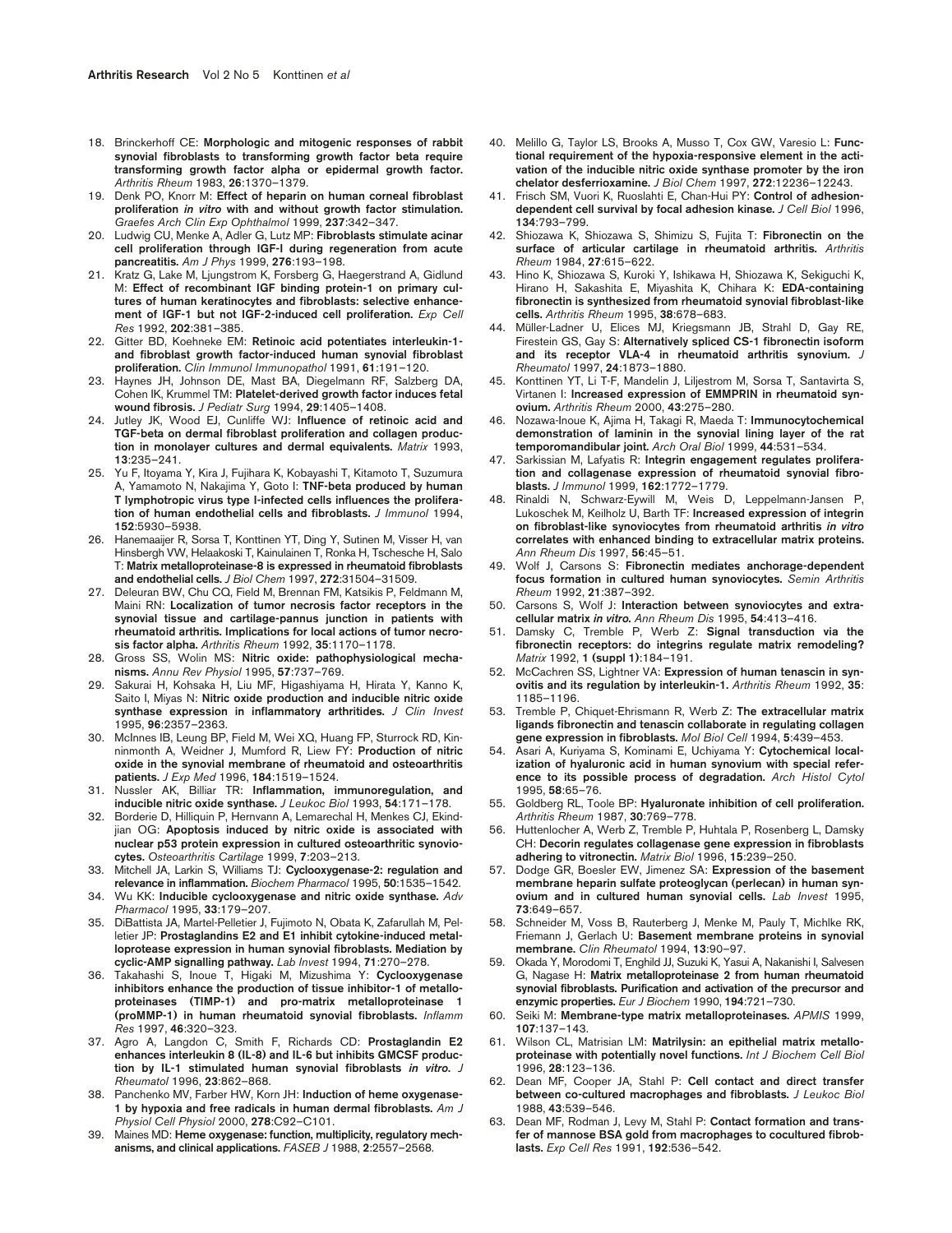18. Brinckerhoff CE: **Morphologic and mitogenic responses of rabbit synovial fibroblasts to transforming growth factor beta require transforming growth factor alpha or epidermal growth factor.** *Arthritis Rheum* 1983, **26**:1370–1379.
19. Denk PO, Knorr M: **Effect of heparin on human corneal fibroblast proliferation *in vitro* with and without growth factor stimulation.** *Graefes Arch Clin Exp Ophthalmol* 1999, **237**:342–347.
20. Ludwig CU, Menke A, Adler G, Lutz MP: **Fibroblasts stimulate acinar cell proliferation through IGF-I during regeneration from acute pancreatitis.** *Am J Phys* 1999, **276**:193–198.
21. Kratz G, Lake M, Ljungstrom K, Forsberg G, Haegerstrand A, Gidlund M: **Effect of recombinant IGF binding protein-1 on primary cultures of human keratinocytes and fibroblasts: selective enhancement of IGF-1 but not IGF-2-induced cell proliferation.** *Exp Cell Res* 1992, **202**:381–385.
22. Gitter BD, Koehneke EM: **Retinoic acid potentiates interleukin-1- and fibroblast growth factor-induced human synovial fibroblast proliferation.** *Clin Immunol Immunopathol* 1991, **61**:191–120.
23. Haynes JH, Johnson DE, Mast BA, Diegelmann RF, Salzberg DA, Cohen IK, Krummel TM: **Platelet-derived growth factor induces fetal wound fibrosis.** *J Pediatr Surg* 1994, **29**:1405–1408.
24. Jutley JK, Wood EJ, Cunliffe WJ: **Influence of retinoic acid and TGF-beta on dermal fibroblast proliferation and collagen production in monolayer cultures and dermal equivalents.** *Matrix* 1993, **13**:235–241.
25. Yu F, Itoyama Y, Kira J, Fujihara K, Kobayashi T, Kitamoto T, Suzumura A, Yamamoto N, Nakajima Y, Goto I: **TNF-beta produced by human T lymphotropic virus type I-infected cells influences the proliferation of human endothelial cells and fibroblasts.** *J Immunol* 1994, **152**:5930–5938.
26. Hanemaaijer R, Sorsa T, Konttinen YT, Ding Y, Sutinen M, Visser H, van Hinsbergh VW, Helaakoski T, Kainulainen T, Ronka H, Tschesche H, Salo T: **Matrix metalloproteinase-8 is expressed in rheumatoid fibroblasts and endothelial cells.** *J Biol Chem* 1997, **272**:31504–31509.
27. Deleuran BW, Chu CQ, Field M, Brennan FM, Katsikis P, Feldmann M, Maini RN: **Localization of tumor necrosis factor receptors in the synovial tissue and cartilage-pannus junction in patients with rheumatoid arthritis. Implications for local actions of tumor necrosis factor alpha.** *Arthritis Rheum* 1992, **35**:1170–1178.
28. Gross SS, Wolin MS: **Nitric oxide: pathophysiological mechanisms.** *Annu Rev Physiol* 1995, **57**:737–769.
29. Sakurai H, Kohsaka H, Liu MF, Higashiyama H, Hirata Y, Kanno K, Saito I, Miyas N: **Nitric oxide production and inducible nitric oxide synthase expression in inflammatory arthritides.** *J Clin Invest* 1995, **96**:2357–2363.
30. McInnes IB, Leung BP, Field M, Wei XQ, Huang FP, Sturrock RD, Kinninmonth A, Weidner J, Mumford R, Liew FY: **Production of nitric oxide in the synovial membrane of rheumatoid and osteoarthritis patients.** *J Exp Med* 1996, **184**:1519–1524.
31. Nussler AK, Billiar TR: **Inflammation, immunoregulation, and inducible nitric oxide synthase.** *J Leukoc Biol* 1993, **54**:171–178.
32. Borderie D, Hilliquin P, Hernvann A, Lemarechal H, Menkes CJ, Ekindjian OG: **Apoptosis induced by nitric oxide is associated with nuclear p53 protein expression in cultured osteoarthritic synoviocytes.** *Osteoarthritis Cartilage* 1999, **7**:203–213.
33. Mitchell JA, Larkin S, Williams TJ: **Cyclooxygenase-2: regulation and relevance in inflammation.** *Biochem Pharmacol* 1995, **50**:1535–1542.
34. Wu KK: **Inducible cyclooxygenase and nitric oxide synthase.** *Adv Pharmacol* 1995, **33**:179–207.
35. DiBattista JA, Martel-Pelletier J, Fujimoto N, Obata K, Zafarullah M, Pelletier JP: **Prostaglandins E2 and E1 inhibit cytokine-induced metalloprotease expression in human synovial fibroblasts. Mediation by cyclic-AMP signalling pathway.** *Lab Invest* 1994, **71**:270–278.
36. Takahashi S, Inoue T, Higaki M, Mizushima Y: **Cyclooxygenase inhibitors enhance the production of tissue inhibitor-1 of metalloproteinases (TIMP-1) and pro-matrix metalloproteinase 1 (proMMP-1) in human rheumatoid synovial fibroblasts.** *Inflamm Res* 1997, **46**:320–323.
37. Agro A, Langdon C, Smith F, Richards CD: **Prostaglandin E2 enhances interleukin 8 (IL-8) and IL-6 but inhibits GMCSF production by IL-1 stimulated human synovial fibroblasts *in vitro*.** *J Rheumatol* 1996, **23**:862–868.
38. Panchenko MV, Farber HW, Korn JH: **Induction of heme oxygenase-1 by hypoxia and free radicals in human dermal fibroblasts.** *Am J Physiol Cell Physiol* 2000, **278**:C92–C101.
39. Maines MD: **Heme oxygenase: function, multiplicity, regulatory mechanisms, and clinical applications.** *FASEB J* 1988, **2**:2557–2568.
40. Melillo G, Taylor LS, Brooks A, Musso T, Cox GW, Varesio L: **Functional requirement of the hypoxia-responsive element in the activation of the inducible nitric oxide synthase promoter by the iron chelator desferrioxamine.** *J Biol Chem* 1997, **272**:12236–12243.
41. Frisch SM, Vuori K, Ruoslahti E, Chan-Hui PY: **Control of adhesion-dependent cell survival by focal adhesion kinase.** *J Cell Biol* 1996, **134**:793–799.
42. Shiozawa K, Shiozawa S, Shimizu S, Fujita T: **Fibronectin on the surface of articular cartilage in rheumatoid arthritis.** *Arthritis Rheum* 1984, **27**:615–622.
43. Hino K, Shiozawa S, Kuroki Y, Ishikawa H, Shiozawa K, Sekiguchi K, Hirano H, Sakashita E, Miyashita K, Chihara K: **EDA-containing fibronectin is synthesized from rheumatoid synovial fibroblast-like cells.** *Arthritis Rheum* 1995, **38**:678–683.
44. Müller-Ladner U, Elices MJ, Kriegsmann JB, Strahl D, Gay RE, Firestein GS, Gay S: **Alternatively spliced CS-1 fibronectin isoform and its receptor VLA-4 in rheumatoid arthritis synovium.** *J Rheumatol* 1997, **24**:1873–1880.
45. Konttinen YT, Li T-F, Mandelin J, Liljestrom M, Sorsa T, Santavirta S, Virtanen I: **Increased expression of EMMPRIN in rheumatoid synovium.** *Arthritis Rheum* 2000, **43**:275–280.
46. Nozawa-Inoue K, Ajima H, Takagi R, Maeda T: **Immunocytochemical demonstration of laminin in the synovial lining layer of the rat temporomandibular joint.** *Arch Oral Biol* 1999, **44**:531–534.
47. Sarkissian M, Lafyatis R: **Integrin engagement regulates proliferation and collagenase expression of rheumatoid synovial fibroblasts.** *J Immunol* 1999, **162**:1772–1779.
48. Rinaldi N, Schwarz-Eywill M, Weis D, Leppelmann-Jansen P, Lukoschek M, Keilholz U, Barth TF: **Increased expression of integrin on fibroblast-like synoviocytes from rheumatoid arthritis *in vitro* correlates with enhanced binding to extracellular matrix proteins.** *Ann Rheum Dis* 1997, **56**:45–51.
49. Wolf J, Carsons S: **Fibronectin mediates anchorage-dependent focus formation in cultured human synoviocytes.** *Semin Arthritis Rheum* 1992, **21**:387–392.
50. Carsons S, Wolf J: **Interaction between synoviocytes and extracellular matrix *in vitro*.** *Ann Rheum Dis* 1995, **54**:413–416.
51. Damsky C, Tremble P, Werb Z: **Signal transduction via the fibronectin receptors: do integrins regulate matrix remodeling?** *Matrix* 1992, **1 (suppl 1)**:184–191.
52. McCachren SS, Lightner VA: **Expression of human tenascin in synovitis and its regulation by interleukin-1.** *Arthritis Rheum* 1992, **35**: 1185–1196.
53. Tremble P, Chiquet-Ehrismann R, Werb Z: **The extracellular matrix ligands fibronectin and tenascin collaborate in regulating collagen gene expression in fibroblasts.** *Mol Biol Cell* 1994, **5**:439–453.
54. Asari A, Kuriyama S, Kominami E, Uchiyama Y: **Cytochemical localization of hyaluronic acid in human synovium with special reference to its possible process of degradation.** *Arch Histol Cytol* 1995, **58**:65–76.
55. Goldberg RL, Toole BP: **Hyaluronate inhibition of cell proliferation.** *Arthritis Rheum* 1987, **30**:769–778.
56. Huttenlocher A, Werb Z, Tremble P, Huhtala P, Rosenberg L, Damsky CH: **Decorin regulates collagenase gene expression in fibroblasts adhering to vitronectin.** *Matrix Biol* 1996, **15**:239–250.
57. Dodge GR, Boesler EW, Jimenez SA: **Expression of the basement membrane heparin sulfate proteoglycan (perlecan) in human synovium and in cultured human synovial cells.** *Lab Invest* 1995, **73**:649–657.
58. Schneider M, Voss B, Rauterberg J, Menke M, Pauly T, Michlke RK, Friemann J, Gerlach U: **Basement membrane proteins in synovial membrane.** *Clin Rheumatol* 1994, **13**:90–97.
59. Okada Y, Morodomi T, Enghild JJ, Suzuki K, Yasui A, Nakanishi I, Salvesen G, Nagase H: **Matrix metalloproteinase 2 from human rheumatoid synovial fibroblasts. Purification and activation of the precursor and enzymic properties.** *Eur J Biochem* 1990, **194**:721–730.
60. Seiki M: **Membrane-type matrix metalloproteinases.** *APMIS* 1999, **107**:137–143.
61. Wilson CL, Matrisian LM: **Matrilysin: an epithelial matrix metalloproteinase with potentially novel functions.** *Int J Biochem Cell Biol* 1996, **28**:123–136.
62. Dean MF, Cooper JA, Stahl P: **Cell contact and direct transfer between co-cultured macrophages and fibroblasts.** *J Leukoc Biol* 1988, **43**:539–546.
63. Dean MF, Rodman J, Levy M, Stahl P: **Contact formation and transfer of mannose BSA gold from macrophages to cocultured fibroblasts.** *Exp Cell Res* 1991, **192**:536–542.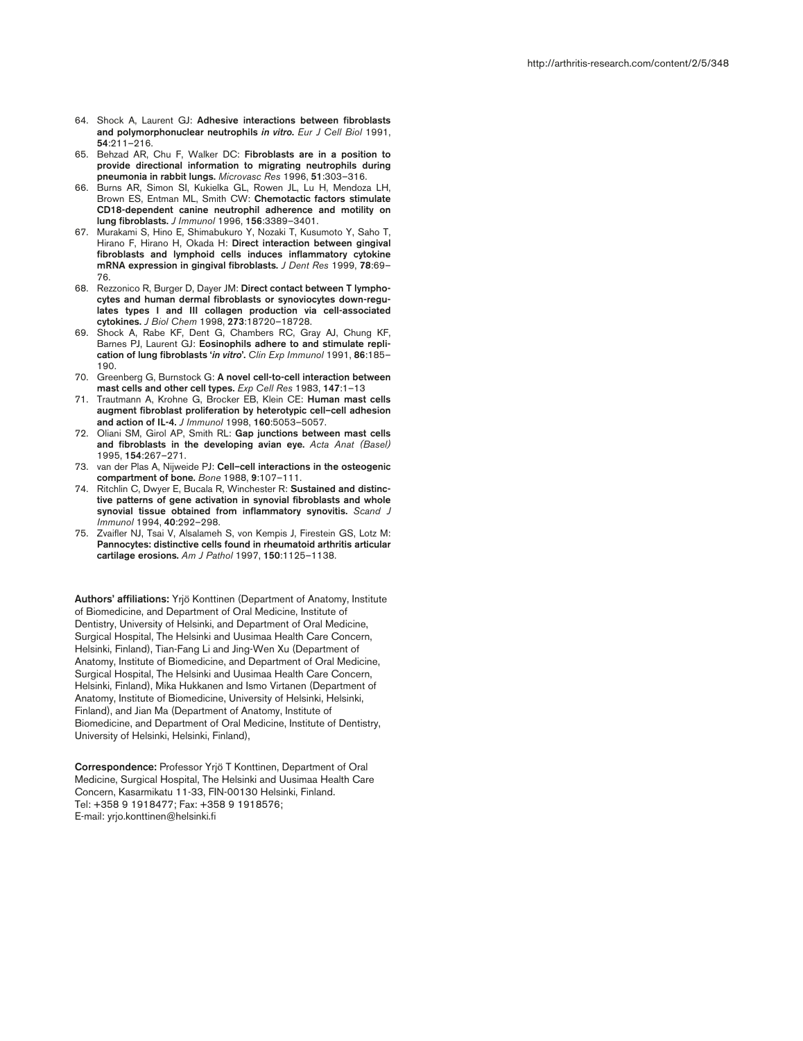64. Shock A, Laurent GJ: **Adhesive interactions between fibroblasts and polymorphonuclear neutrophils *in vitro*.** *Eur J Cell Biol* 1991, **54**:211–216.
65. Behzad AR, Chu F, Walker DC: **Fibroblasts are in a position to provide directional information to migrating neutrophils during pneumonia in rabbit lungs.** *Microvasc Res* 1996, **51**:303–316.
66. Burns AR, Simon SI, Kukielka GL, Rowen JL, Lu H, Mendoza LH, Brown ES, Entman ML, Smith CW: **Chemotactic factors stimulate CD18-dependent canine neutrophil adherence and motility on lung fibroblasts.** *J Immunol* 1996, **156**:3389–3401.
67. Murakami S, Hino E, Shimabukuro Y, Nozaki T, Kusumoto Y, Saho T, Hirano F, Hirano H, Okada H: **Direct interaction between gingival fibroblasts and lymphoid cells induces inflammatory cytokine mRNA expression in gingival fibroblasts.** *J Dent Res* 1999, **78**:69–76.
68. Rezzonico R, Burger D, Dayer JM: **Direct contact between T lymphocytes and human dermal fibroblasts or synoviocytes down-regulates types I and III collagen production via cell-associated cytokines.** *J Biol Chem* 1998, **273**:18720–18728.
69. Shock A, Rabe KF, Dent G, Chambers RC, Gray AJ, Chung KF, Barnes PJ, Laurent GJ: **Eosinophils adhere to and stimulate replication of lung fibroblasts '*in vitro*'.** *Clin Exp Immunol* 1991, **86**:185–190.
70. Greenberg G, Burnstock G: **A novel cell-to-cell interaction between mast cells and other cell types.** *Exp Cell Res* 1983, **147**:1–13
71. Trautmann A, Krohne G, Brocker EB, Klein CE: **Human mast cells augment fibroblast proliferation by heterotypic cell–cell adhesion and action of IL-4.** *J Immunol* 1998, **160**:5053–5057.
72. Oliani SM, Girol AP, Smith RL: **Gap junctions between mast cells and fibroblasts in the developing avian eye.** *Acta Anat (Basel)* 1995, **154**:267–271.
73. van der Plas A, Nijweide PJ: **Cell–cell interactions in the osteogenic compartment of bone.** *Bone* 1988, **9**:107–111.
74. Ritchlin C, Dwyer E, Bucala R, Winchester R: **Sustained and distinctive patterns of gene activation in synovial fibroblasts and whole synovial tissue obtained from inflammatory synovitis.** *Scand J Immunol* 1994, **40**:292–298.
75. Zvaifler NJ, Tsai V, Alsalameh S, von Kempis J, Firestein GS, Lotz M: **Pannocytes: distinctive cells found in rheumatoid arthritis articular cartilage erosions.** *Am J Pathol* 1997, **150**:1125–1138.

**Authors' affiliations:** Yrjö Konttinen (Department of Anatomy, Institute of Biomedicine, and Department of Oral Medicine, Institute of Dentistry, University of Helsinki, and Department of Oral Medicine, Surgical Hospital, The Helsinki and Uusimaa Health Care Concern, Helsinki, Finland), Tian-Fang Li and Jing-Wen Xu (Department of Anatomy, Institute of Biomedicine, and Department of Oral Medicine, Surgical Hospital, The Helsinki and Uusimaa Health Care Concern, Helsinki, Finland), Mika Hukkanen and Ismo Virtanen (Department of Anatomy, Institute of Biomedicine, University of Helsinki, Helsinki, Finland), and Jian Ma (Department of Anatomy, Institute of Biomedicine, and Department of Oral Medicine, Institute of Dentistry, University of Helsinki, Helsinki, Finland),

**Correspondence:** Professor Yrjö T Konttinen, Department of Oral Medicine, Surgical Hospital, The Helsinki and Uusimaa Health Care Concern, Kasarmikatu 11-33, FIN-00130 Helsinki, Finland. Tel: +358 9 1918477; Fax: +358 9 1918576; E-mail: yrjo.konttinen@helsinki.fi